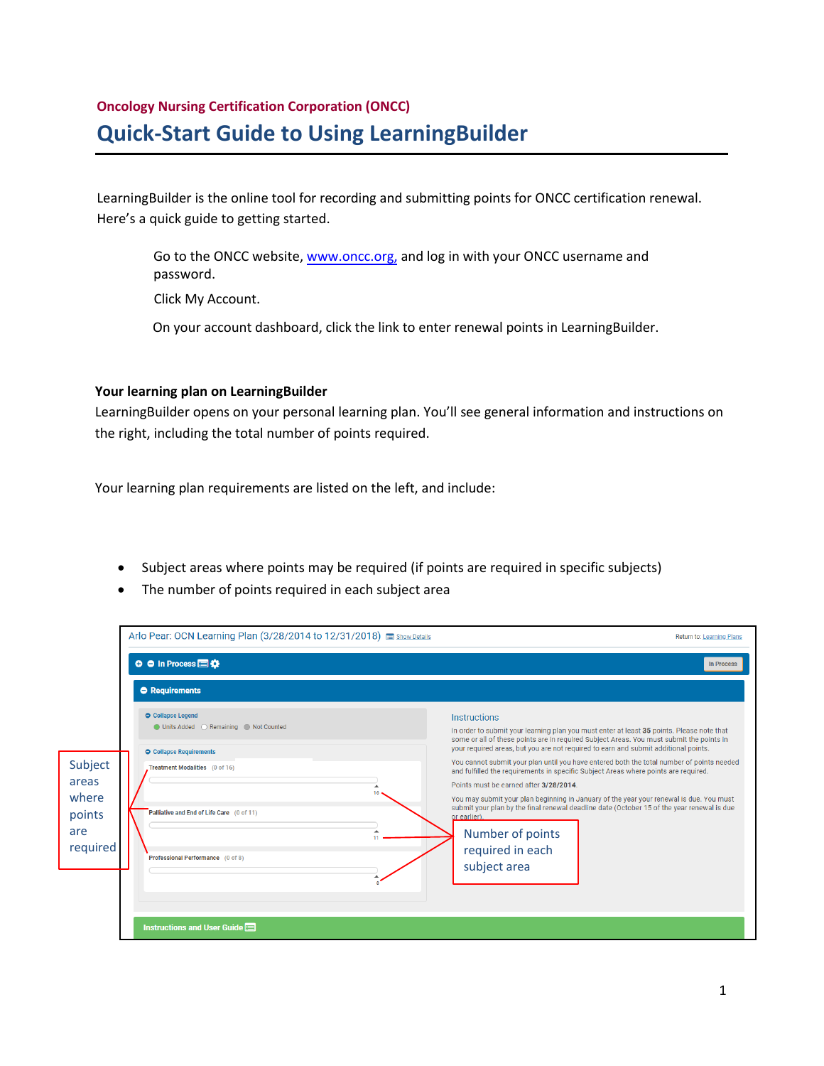Oncology Nursing Certification Corporation (ONCC)

# Quick-Start Guide to Using LearningBuilder

LearningBuilder is the online tool for recording and submitting points for ONCC certification renewal. Here's a quick guide to getting started.

Go to the ONCC website, www.oncc.org, and log in with your ONCC username and password.

Click My Account.

On your account dashboard, click the link to enter renewal points in LearningBuilder.

**Your learning plan on LearningBuilder**

LearningBuilder opens on your personal learning plan. You'll see general information and instructions on the right, including the total number of points required.

Your learning plan requirements are listed on the left, and include:

- Subject areas where points may be required (if points are required in specific subjects)
- The number of points required in each subject area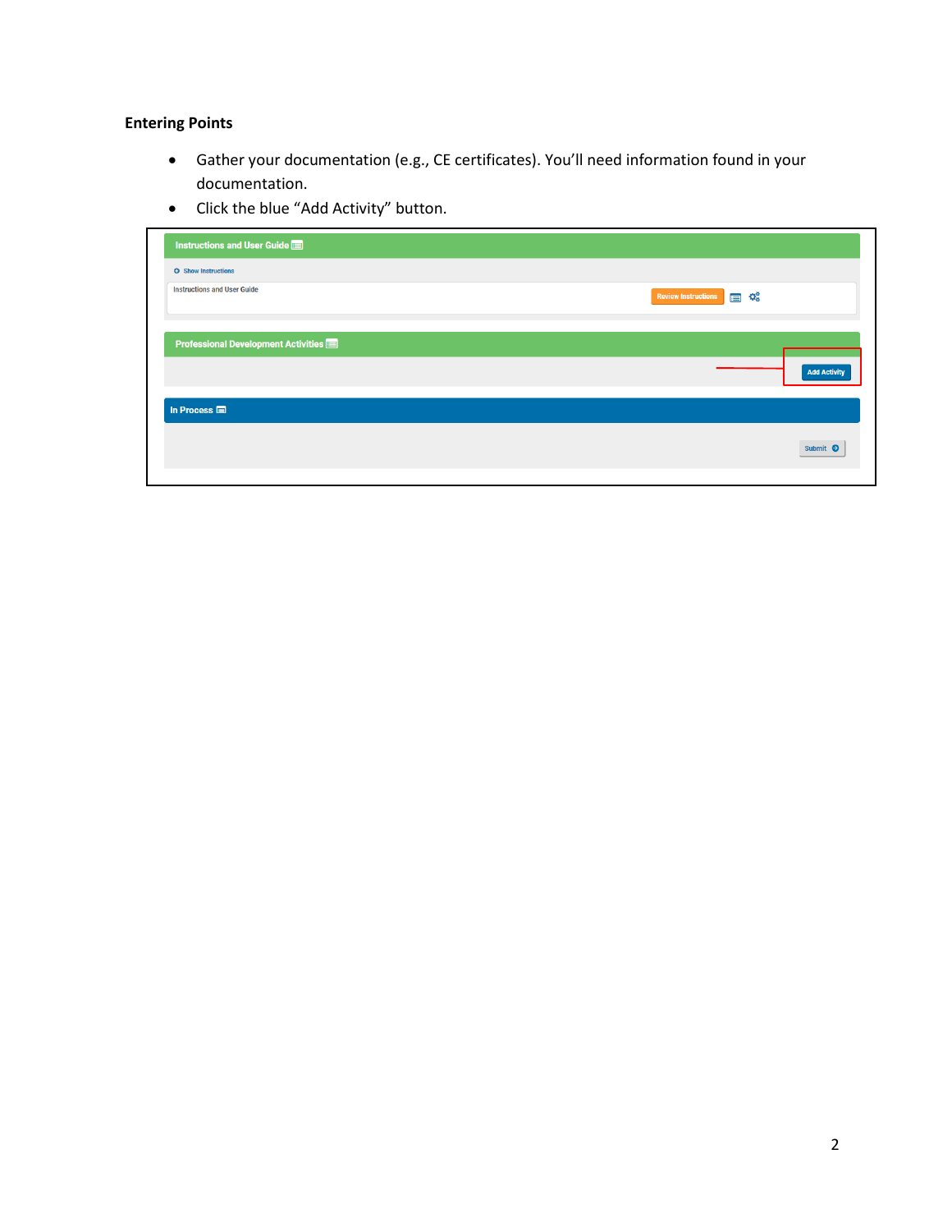**Entering Points**

- Gather your documentation (e.g., CE certificates). You'll need information found in your documentation.
- Click the blue "Add Activity" button.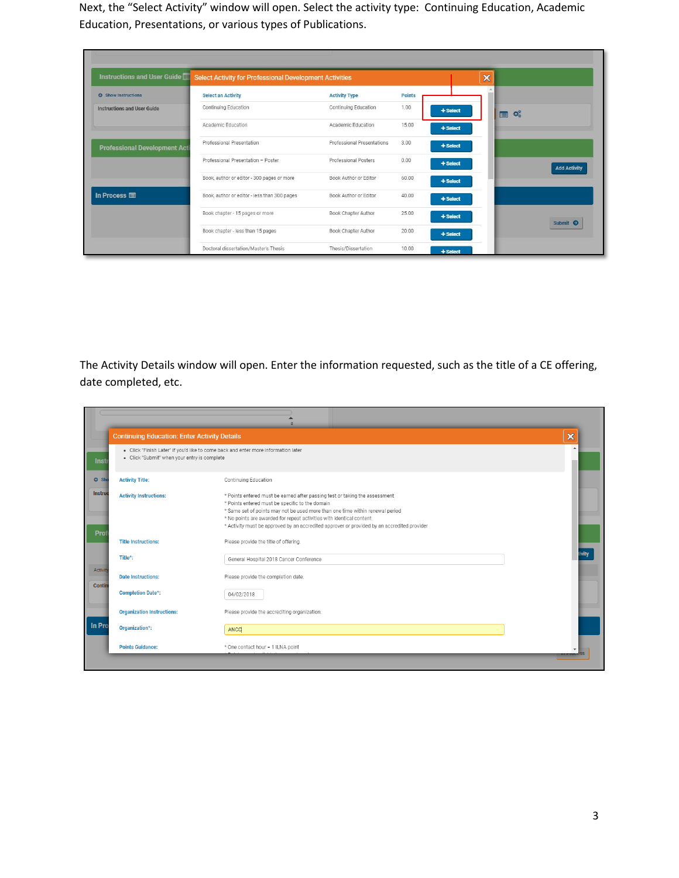Next, the "Select Activity" window will open. Select the activity type: Continuing Education, Academic Education, Presentations, or various types of Publications.

The Activity Details window will open. Enter the information requested, such as the title of a CE offering, date completed, etc.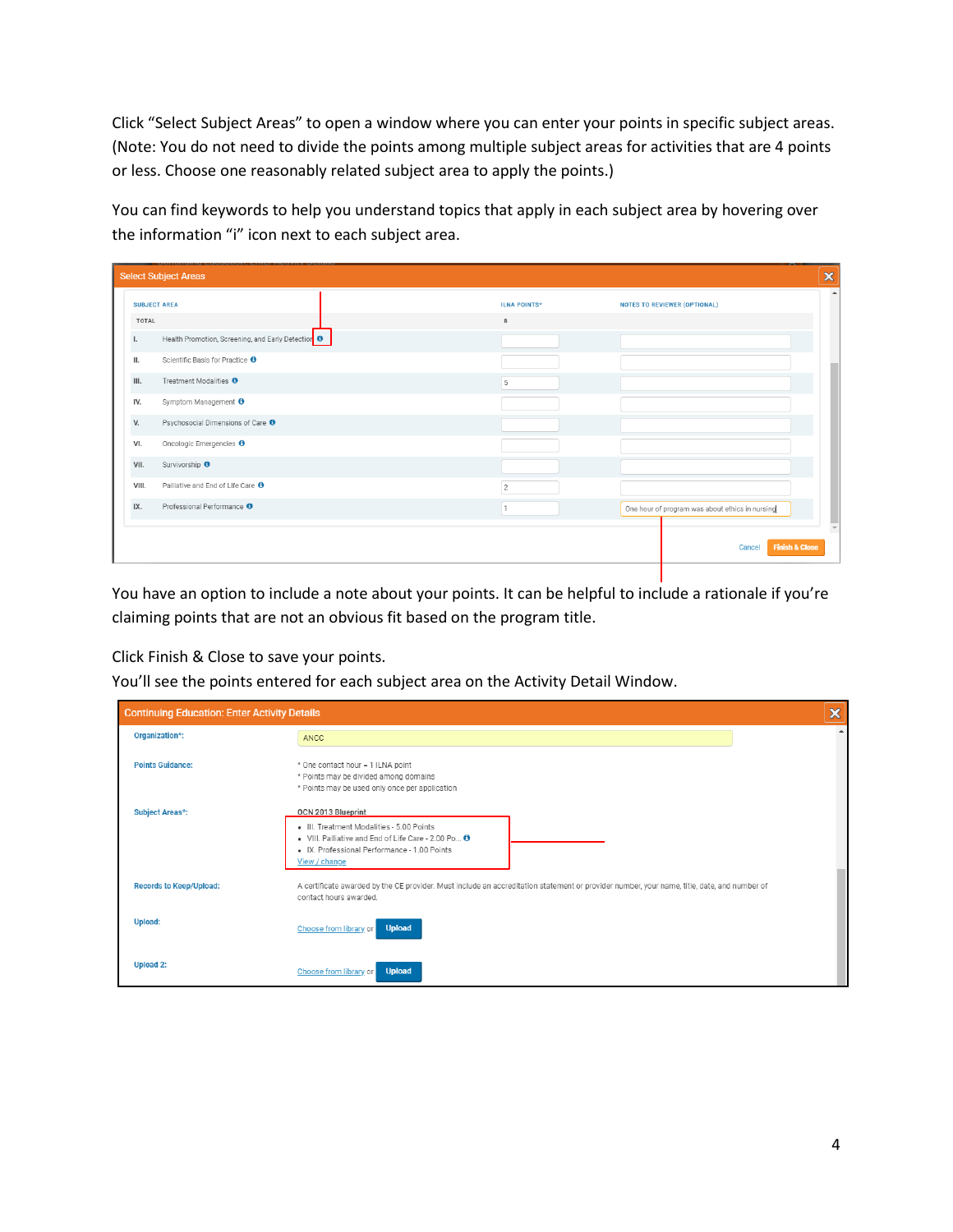Click "Select Subject Areas" to open a window where you can enter your points in specific subject areas. (Note: You do not need to divide the points among multiple subject areas for activities that are 4 points or less. Choose one reasonably related subject area to apply the points.)

You can find keywords to help you understand topics that apply in each subject area by hovering over the information "i" icon next to each subject area.

**Select Subject Areas**

| | SUBJECT AREA | ILNA POINTS* | NOTES TO REVIEWER (OPTIONAL) |
|---|---|---|---|
| | TOTAL | 8 | |
| I. | Health Promotion, Screening, and Early Detection | | |
| II. | Scientific Basis for Practice | | |
| III. | Treatment Modalities | 5 | |
| IV. | Symptom Management | | |
| V. | Psychosocial Dimensions of Care | | |
| VI. | Oncologic Emergencies | | |
| VII. | Survivorship | | |
| VIII. | Palliative and End of Life Care | 2 | |
| IX. | Professional Performance | 1 | One hour of program was about ethics in nursing |

Cancel | Finish & Close

You have an option to include a note about your points. It can be helpful to include a rationale if you're claiming points that are not an obvious fit based on the program title.

Click Finish & Close to save your points.
You'll see the points entered for each subject area on the Activity Detail Window.

**Continuing Education: Enter Activity Details**

| | |
|---|---|
| Organization*: | ANCC |
| Points Guidance: | * One contact hour = 1 ILNA point<br>* Points may be divided among domains<br>* Points may be used only once per application |
| Subject Areas*: | OCN 2013 Blueprint<br>• III. Treatment Modalities - 5.00 Points<br>• VIII. Palliative and End of Life Care - 2.00 Po...<br>• IX. Professional Performance - 1.00 Points<br>View / change |
| Records to Keep/Upload: | A certificate awarded by the CE provider. Must include an accreditation statement or provider number, your name, title, date, and number of contact hours awarded. |
| Upload: | Choose from library or Upload |
| Upload 2: | Choose from library or Upload |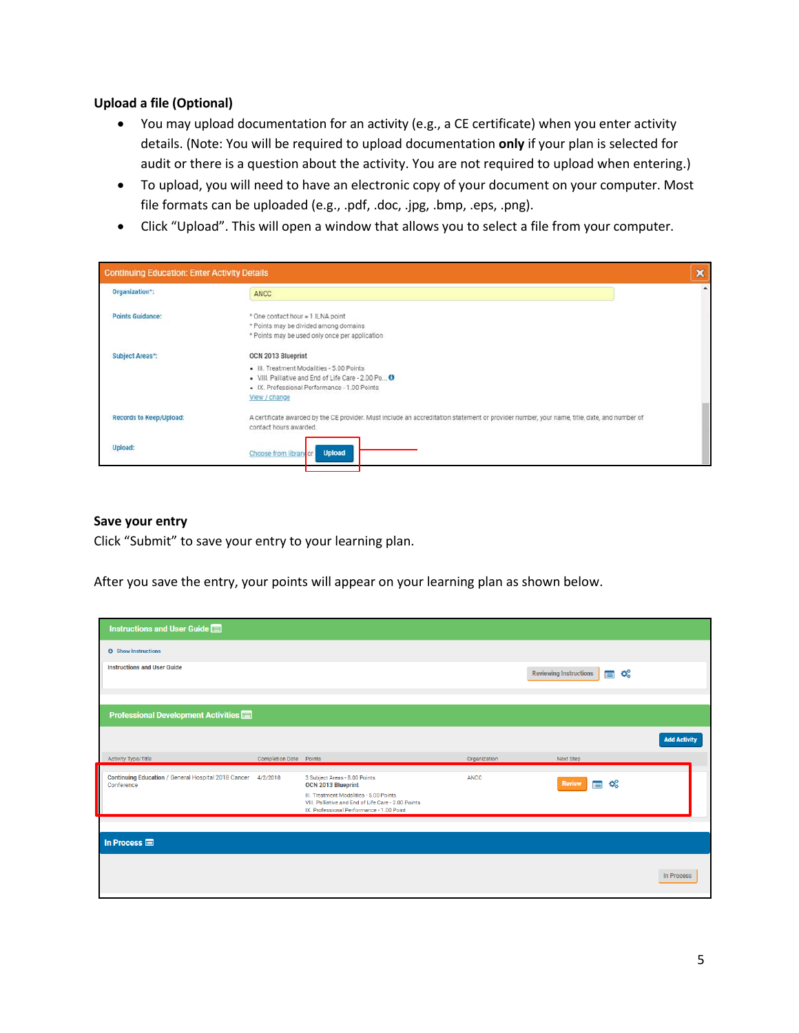**Upload a file (Optional)**

- You may upload documentation for an activity (e.g., a CE certificate) when you enter activity details. (Note: You will be required to upload documentation **only** if your plan is selected for audit or there is a question about the activity. You are not required to upload when entering.)
- To upload, you will need to have an electronic copy of your document on your computer. Most file formats can be uploaded (e.g., .pdf, .doc, .jpg, .bmp, .eps, .png).
- Click "Upload". This will open a window that allows you to select a file from your computer.

**Save your entry**

Click "Submit" to save your entry to your learning plan.

After you save the entry, your points will appear on your learning plan as shown below.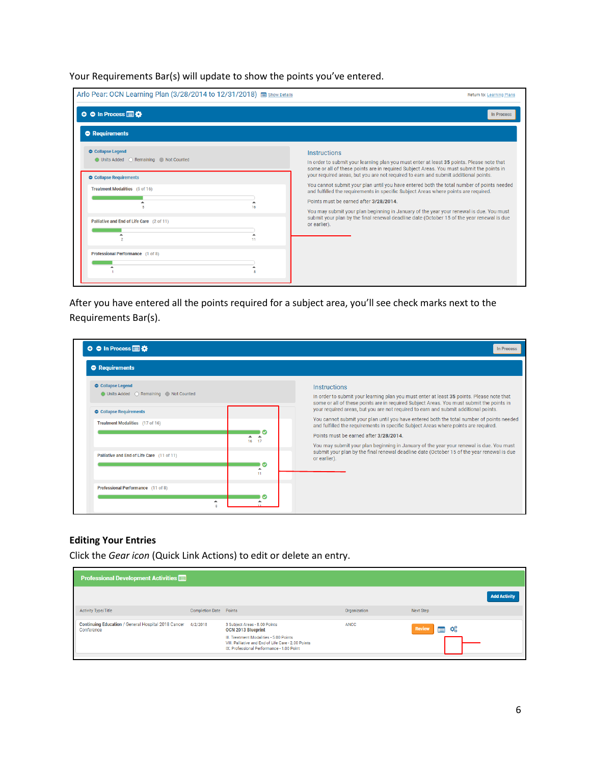Your Requirements Bar(s) will update to show the points you've entered.

Arlo Pear: OCN Learning Plan (3/28/2014 to 12/31/2018) Show Details

Return to: Learning Plans

In Process

Requirements

Collapse Legend
Units Added  Remaining  Not Counted

Collapse Requirements

Treatment Modalities (5 of 16)

Palliative and End of Life Care (2 of 11)

Professional Performance (1 of 8)

Instructions

In order to submit your learning plan you must enter at least **35** points. Please note that some or all of these points are in required Subject Areas. You must submit the points in your required areas, but you are not required to earn and submit additional points.

You cannot submit your plan until you have entered both the total number of points needed and fulfilled the requirements in specific Subject Areas where points are required.

Points must be earned after **3/28/2014**.

You may submit your plan beginning in January of the year your renewal is due. You must submit your plan by the final renewal deadline date (October 15 of the year renewal is due or earlier).

After you have entered all the points required for a subject area, you'll see check marks next to the Requirements Bar(s).

In Process

Requirements

Collapse Legend
Units Added  Remaining  Not Counted

Collapse Requirements

Treatment Modalities (17 of 16)

Palliative and End of Life Care (11 of 11)

Professional Performance (11 of 8)

Instructions

In order to submit your learning plan you must enter at least **35** points. Please note that some or all of these points are in required Subject Areas. You must submit the points in your required areas, but you are not required to earn and submit additional points.

You cannot submit your plan until you have entered both the total number of points needed and fulfilled the requirements in specific Subject Areas where points are required.

Points must be earned after **3/28/2014**.

You may submit your plan beginning in January of the year your renewal is due. You must submit your plan by the final renewal deadline date (October 15 of the year renewal is due or earlier).

### Editing Your Entries

Click the *Gear icon* (Quick Link Actions) to edit or delete an entry.

Professional Development Activities

Add Activity

| Activity Type/Title | Completion Date | Points | Organization | Next Step |
|---|---|---|---|---|
| Continuing Education / General Hospital 2018 Cancer Conference | 4/2/2018 | 3 Subject Areas - 8.00 Points<br>**OCN 2013 Blueprint**<br>III. Treatment Modalities - 5.00 Points<br>VIII. Palliative and End of Life Care - 2.00 Points<br>IX. Professional Performance - 1.00 Point | ANCC | Review |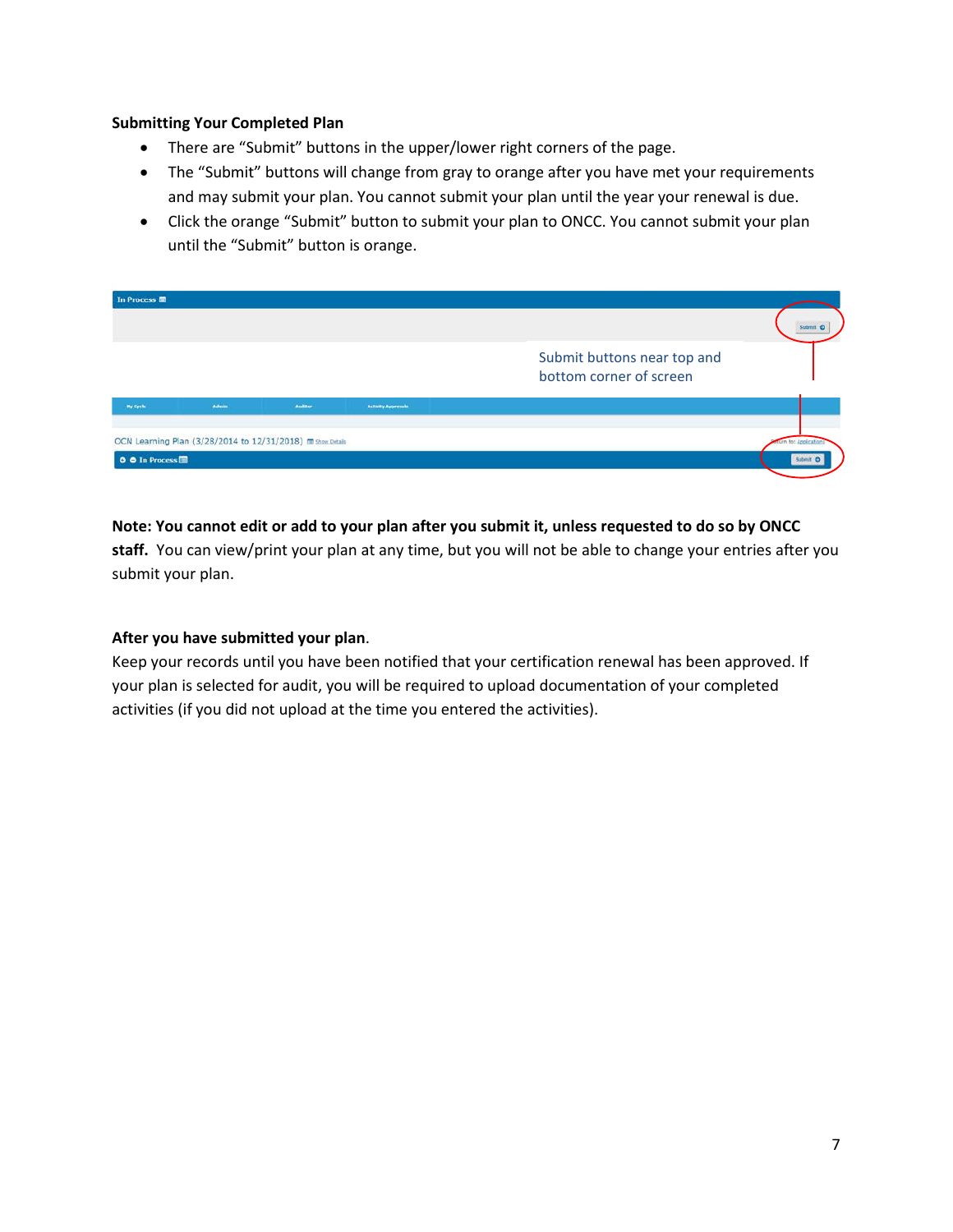**Submitting Your Completed Plan**

- There are “Submit” buttons in the upper/lower right corners of the page.
- The “Submit” buttons will change from gray to orange after you have met your requirements and may submit your plan. You cannot submit your plan until the year your renewal is due.
- Click the orange “Submit” button to submit your plan to ONCC. You cannot submit your plan until the “Submit” button is orange.

Submit buttons near top and bottom corner of screen

**Note: You cannot edit or add to your plan after you submit it, unless requested to do so by ONCC staff.** You can view/print your plan at any time, but you will not be able to change your entries after you submit your plan.

**After you have submitted your plan**.

Keep your records until you have been notified that your certification renewal has been approved. If your plan is selected for audit, you will be required to upload documentation of your completed activities (if you did not upload at the time you entered the activities).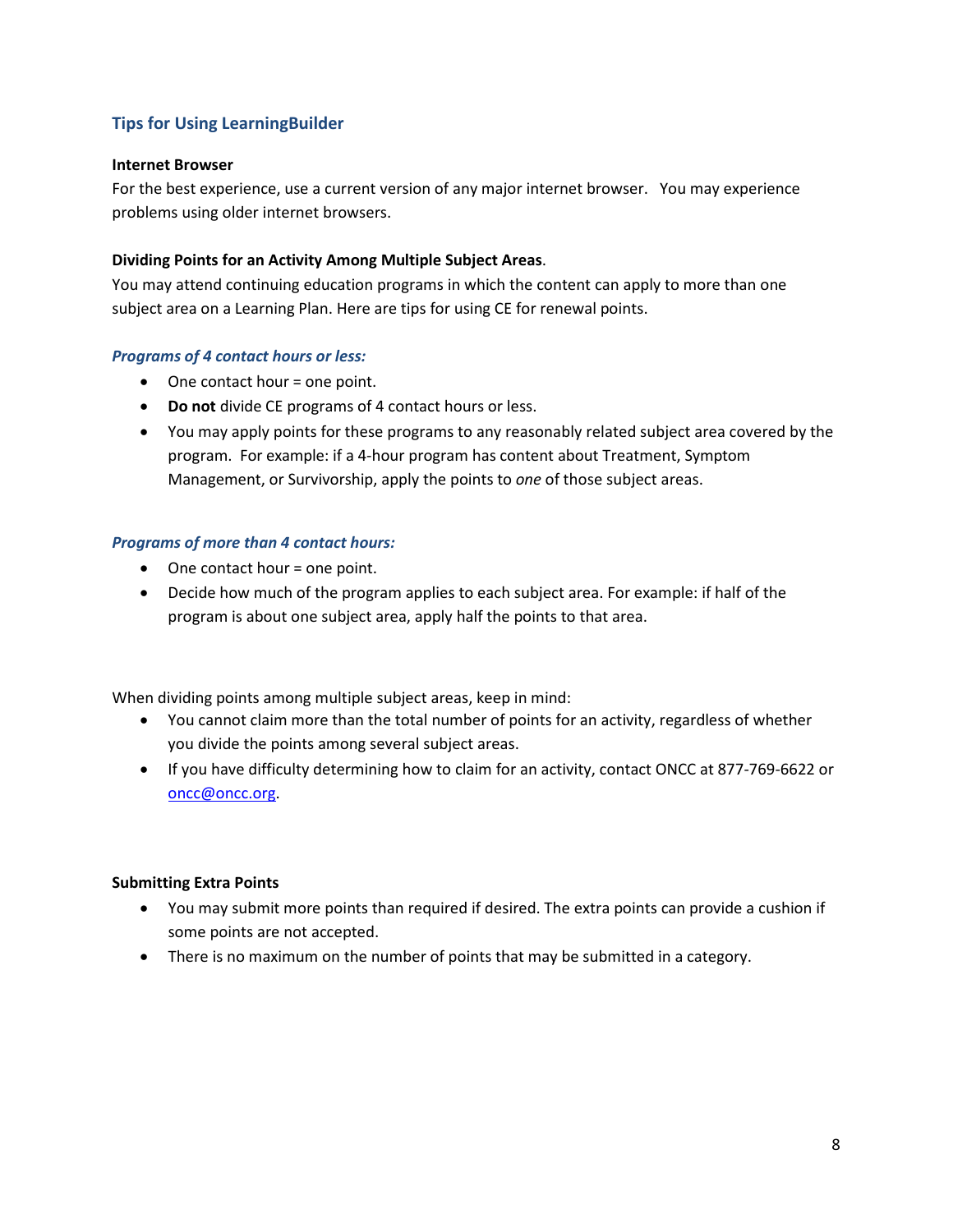## Tips for Using LearningBuilder

**Internet Browser**

For the best experience, use a current version of any major internet browser. You may experience problems using older internet browsers.

**Dividing Points for an Activity Among Multiple Subject Areas**.

You may attend continuing education programs in which the content can apply to more than one subject area on a Learning Plan. Here are tips for using CE for renewal points.

### *Programs of 4 contact hours or less:*

- One contact hour = one point.
- **Do not** divide CE programs of 4 contact hours or less.
- You may apply points for these programs to any reasonably related subject area covered by the program. For example: if a 4-hour program has content about Treatment, Symptom Management, or Survivorship, apply the points to *one* of those subject areas.

### *Programs of more than 4 contact hours:*

- One contact hour = one point.
- Decide how much of the program applies to each subject area. For example: if half of the program is about one subject area, apply half the points to that area.

When dividing points among multiple subject areas, keep in mind:

- You cannot claim more than the total number of points for an activity, regardless of whether you divide the points among several subject areas.
- If you have difficulty determining how to claim for an activity, contact ONCC at 877-769-6622 or oncc@oncc.org.

**Submitting Extra Points**

- You may submit more points than required if desired. The extra points can provide a cushion if some points are not accepted.
- There is no maximum on the number of points that may be submitted in a category.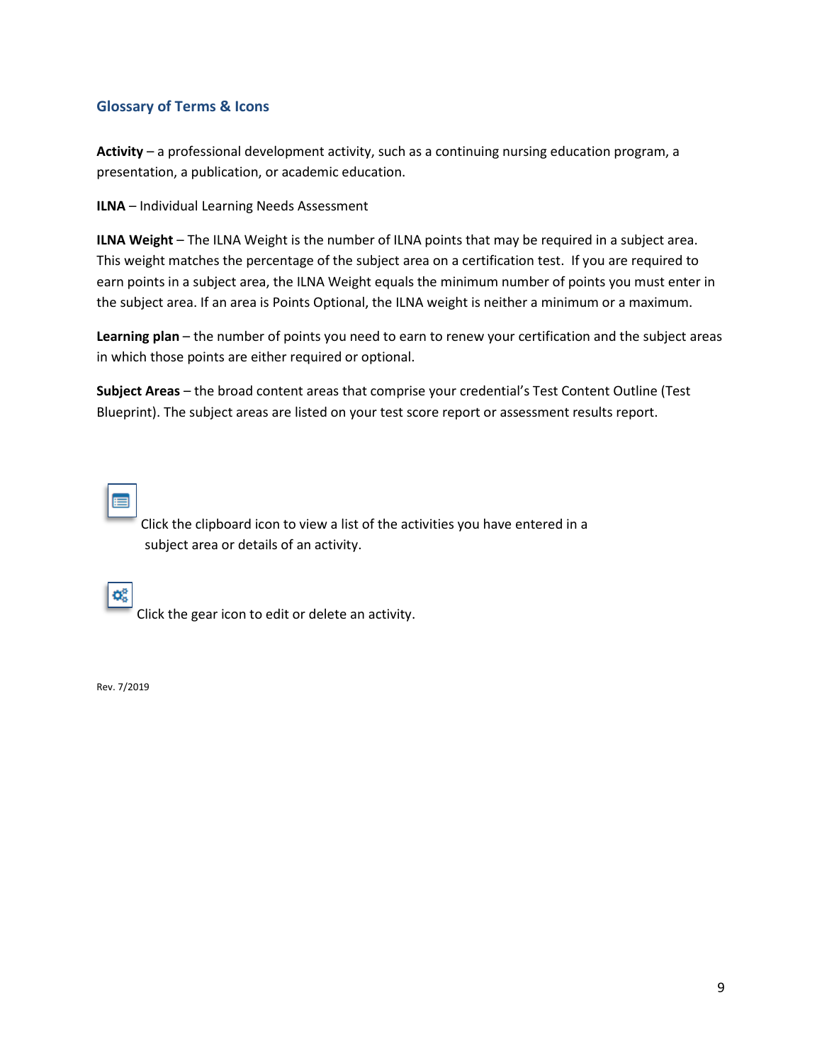## Glossary of Terms & Icons

**Activity** – a professional development activity, such as a continuing nursing education program, a presentation, a publication, or academic education.

**ILNA** – Individual Learning Needs Assessment

**ILNA Weight** – The ILNA Weight is the number of ILNA points that may be required in a subject area. This weight matches the percentage of the subject area on a certification test. If you are required to earn points in a subject area, the ILNA Weight equals the minimum number of points you must enter in the subject area. If an area is Points Optional, the ILNA weight is neither a minimum or a maximum.

**Learning plan** – the number of points you need to earn to renew your certification and the subject areas in which those points are either required or optional.

**Subject Areas** – the broad content areas that comprise your credential's Test Content Outline (Test Blueprint). The subject areas are listed on your test score report or assessment results report.

Click the clipboard icon to view a list of the activities you have entered in a subject area or details of an activity.

Click the gear icon to edit or delete an activity.

Rev. 7/2019